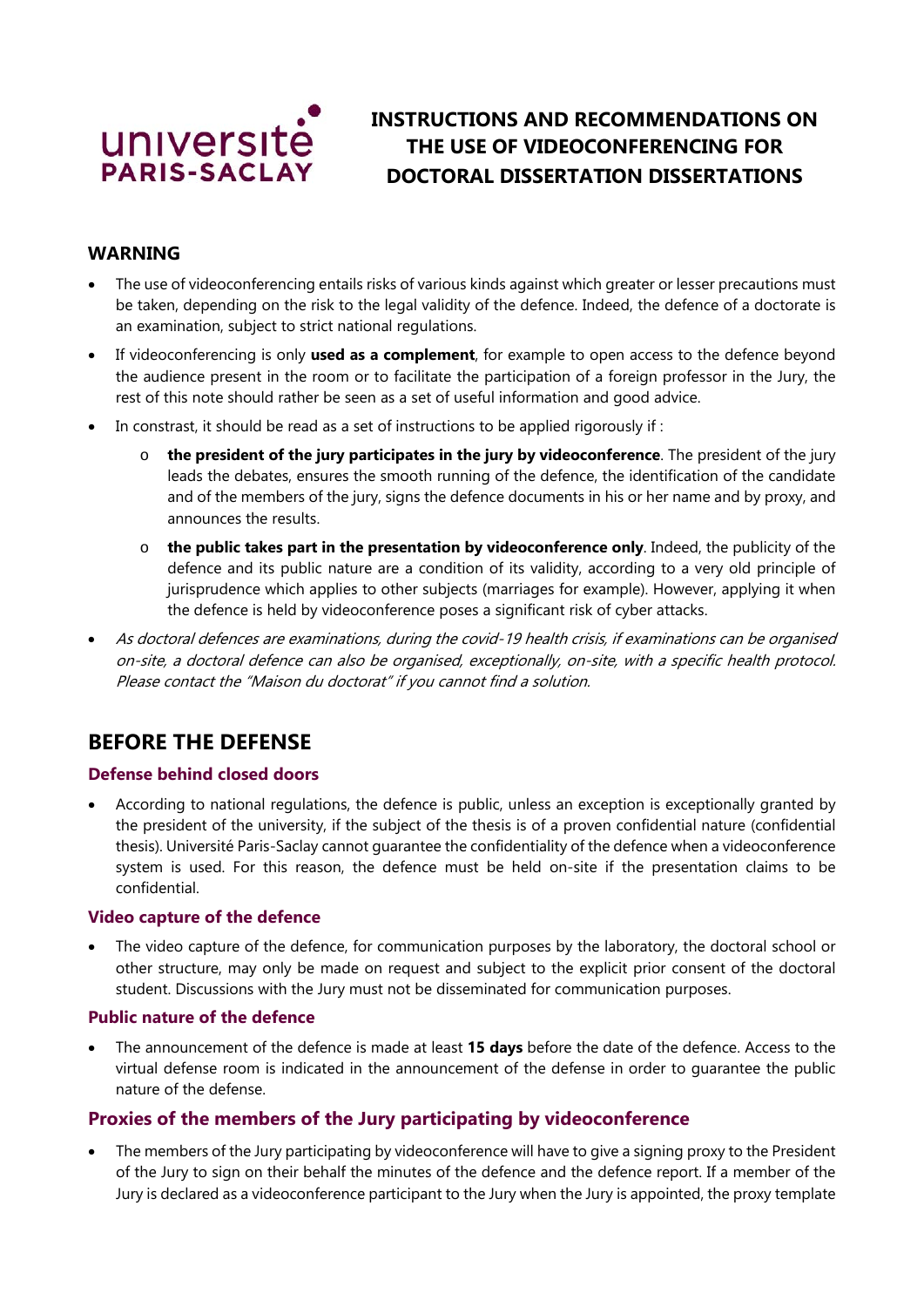# INSTRUCTIONS AND RECOMMENDATIONS ON THE USE OF VIDEOCONFERENCING FOR DOCTORAL DISSERTATION DISSERTATIONS

## WARNING

- The use of videoconferencing entails risks of various kinds against which greater or lesser precautions must be taken, depending on the risk to the legal validity of the defence. Indeed, the defence of a doctorate is an examination, subject to strict national regulations.
- If videoconferencing is only **used as a complement**, for example to open access to the defence beyond the audience present in the room or to facilitate the participation of a foreign professor in the Jury, the rest of this note should rather be seen as a set of useful information and good advice.
- In constrast, it should be read as a set of instructions to be applied rigorously if :
  - **the president of the jury participates in the jury by videoconference**. The president of the jury leads the debates, ensures the smooth running of the defence, the identification of the candidate and of the members of the jury, signs the defence documents in his or her name and by proxy, and announces the results.
  - **the public takes part in the presentation by videoconference only**. Indeed, the publicity of the defence and its public nature are a condition of its validity, according to a very old principle of jurisprudence which applies to other subjects (marriages for example). However, applying it when the defence is held by videoconference poses a significant risk of cyber attacks.
- *As doctoral defences are examinations, during the covid-19 health crisis, if examinations can be organised on-site, a doctoral defence can also be organised, exceptionally, on-site, with a specific health protocol. Please contact the "Maison du doctorat" if you cannot find a solution.*

## BEFORE THE DEFENSE

### Defense behind closed doors

- According to national regulations, the defence is public, unless an exception is exceptionally granted by the president of the university, if the subject of the thesis is of a proven confidential nature (confidential thesis). Université Paris-Saclay cannot guarantee the confidentiality of the defence when a videoconference system is used. For this reason, the defence must be held on-site if the presentation claims to be confidential.

### Video capture of the defence

- The video capture of the defence, for communication purposes by the laboratory, the doctoral school or other structure, may only be made on request and subject to the explicit prior consent of the doctoral student. Discussions with the Jury must not be disseminated for communication purposes.

### Public nature of the defence

- The announcement of the defence is made at least **15 days** before the date of the defence. Access to the virtual defense room is indicated in the announcement of the defense in order to guarantee the public nature of the defense.

### Proxies of the members of the Jury participating by videoconference

- The members of the Jury participating by videoconference will have to give a signing proxy to the President of the Jury to sign on their behalf the minutes of the defence and the defence report. If a member of the Jury is declared as a videoconference participant to the Jury when the Jury is appointed, the proxy template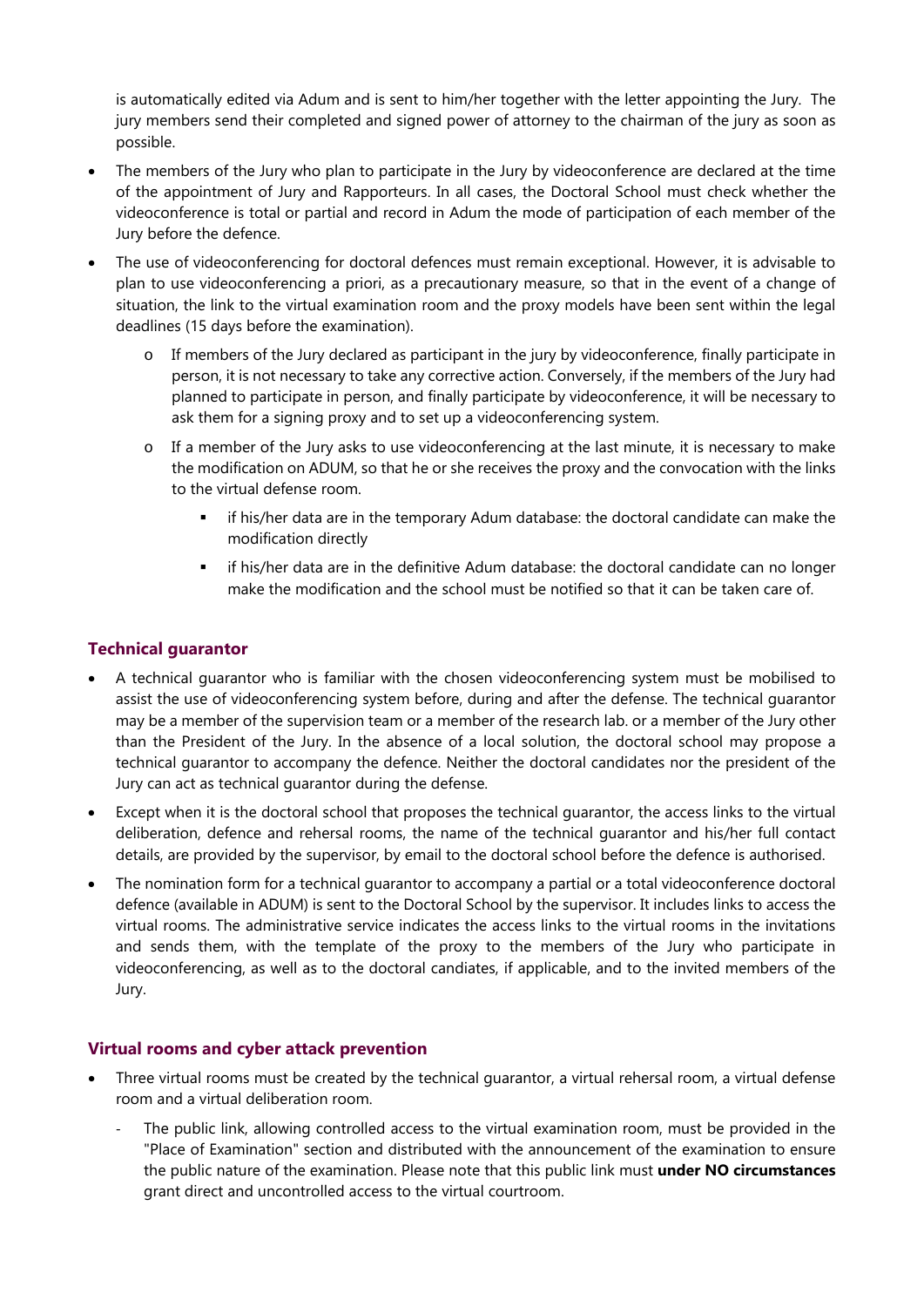is automatically edited via Adum and is sent to him/her together with the letter appointing the Jury. The jury members send their completed and signed power of attorney to the chairman of the jury as soon as possible.

- The members of the Jury who plan to participate in the Jury by videoconference are declared at the time of the appointment of Jury and Rapporteurs. In all cases, the Doctoral School must check whether the videoconference is total or partial and record in Adum the mode of participation of each member of the Jury before the defence.
- The use of videoconferencing for doctoral defences must remain exceptional. However, it is advisable to plan to use videoconferencing a priori, as a precautionary measure, so that in the event of a change of situation, the link to the virtual examination room and the proxy models have been sent within the legal deadlines (15 days before the examination).
  - If members of the Jury declared as participant in the jury by videoconference, finally participate in person, it is not necessary to take any corrective action. Conversely, if the members of the Jury had planned to participate in person, and finally participate by videoconference, it will be necessary to ask them for a signing proxy and to set up a videoconferencing system.
  - If a member of the Jury asks to use videoconferencing at the last minute, it is necessary to make the modification on ADUM, so that he or she receives the proxy and the convocation with the links to the virtual defense room.
    - if his/her data are in the temporary Adum database: the doctoral candidate can make the modification directly
    - if his/her data are in the definitive Adum database: the doctoral candidate can no longer make the modification and the school must be notified so that it can be taken care of.

### Technical guarantor

- A technical guarantor who is familiar with the chosen videoconferencing system must be mobilised to assist the use of videoconferencing system before, during and after the defense. The technical guarantor may be a member of the supervision team or a member of the research lab. or a member of the Jury other than the President of the Jury. In the absence of a local solution, the doctoral school may propose a technical guarantor to accompany the defence. Neither the doctoral candidates nor the president of the Jury can act as technical guarantor during the defense.
- Except when it is the doctoral school that proposes the technical guarantor, the access links to the virtual deliberation, defence and rehersal rooms, the name of the technical guarantor and his/her full contact details, are provided by the supervisor, by email to the doctoral school before the defence is authorised.
- The nomination form for a technical guarantor to accompany a partial or a total videoconference doctoral defence (available in ADUM) is sent to the Doctoral School by the supervisor. It includes links to access the virtual rooms. The administrative service indicates the access links to the virtual rooms in the invitations and sends them, with the template of the proxy to the members of the Jury who participate in videoconferencing, as well as to the doctoral candiates, if applicable, and to the invited members of the Jury.

### Virtual rooms and cyber attack prevention

- Three virtual rooms must be created by the technical guarantor, a virtual rehersal room, a virtual defense room and a virtual deliberation room.
  - The public link, allowing controlled access to the virtual examination room, must be provided in the "Place of Examination" section and distributed with the announcement of the examination to ensure the public nature of the examination. Please note that this public link must **under NO circumstances** grant direct and uncontrolled access to the virtual courtroom.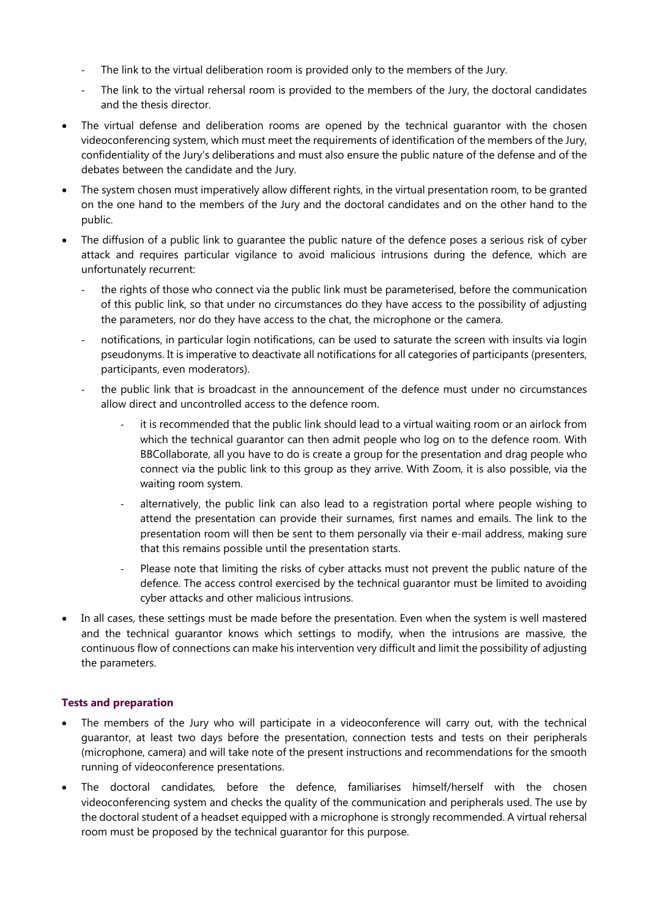- The link to the virtual deliberation room is provided only to the members of the Jury.
- The link to the virtual rehersal room is provided to the members of the Jury, the doctoral candidates and the thesis director.

- The virtual defense and deliberation rooms are opened by the technical guarantor with the chosen videoconferencing system, which must meet the requirements of identification of the members of the Jury, confidentiality of the Jury's deliberations and must also ensure the public nature of the defense and of the debates between the candidate and the Jury.
- The system chosen must imperatively allow different rights, in the virtual presentation room, to be granted on the one hand to the members of the Jury and the doctoral candidates and on the other hand to the public.
- The diffusion of a public link to guarantee the public nature of the defence poses a serious risk of cyber attack and requires particular vigilance to avoid malicious intrusions during the defence, which are unfortunately recurrent:
  - the rights of those who connect via the public link must be parameterised, before the communication of this public link, so that under no circumstances do they have access to the possibility of adjusting the parameters, nor do they have access to the chat, the microphone or the camera.
  - notifications, in particular login notifications, can be used to saturate the screen with insults via login pseudonyms. It is imperative to deactivate all notifications for all categories of participants (presenters, participants, even moderators).
  - the public link that is broadcast in the announcement of the defence must under no circumstances allow direct and uncontrolled access to the defence room.
    - it is recommended that the public link should lead to a virtual waiting room or an airlock from which the technical guarantor can then admit people who log on to the defence room. With BBCollaborate, all you have to do is create a group for the presentation and drag people who connect via the public link to this group as they arrive. With Zoom, it is also possible, via the waiting room system.
    - alternatively, the public link can also lead to a registration portal where people wishing to attend the presentation can provide their surnames, first names and emails. The link to the presentation room will then be sent to them personally via their e-mail address, making sure that this remains possible until the presentation starts.
    - Please note that limiting the risks of cyber attacks must not prevent the public nature of the defence. The access control exercised by the technical guarantor must be limited to avoiding cyber attacks and other malicious intrusions.
- In all cases, these settings must be made before the presentation. Even when the system is well mastered and the technical guarantor knows which settings to modify, when the intrusions are massive, the continuous flow of connections can make his intervention very difficult and limit the possibility of adjusting the parameters.

### Tests and preparation

- The members of the Jury who will participate in a videoconference will carry out, with the technical guarantor, at least two days before the presentation, connection tests and tests on their peripherals (microphone, camera) and will take note of the present instructions and recommendations for the smooth running of videoconference presentations.
- The doctoral candidates, before the defence, familiarises himself/herself with the chosen videoconferencing system and checks the quality of the communication and peripherals used. The use by the doctoral student of a headset equipped with a microphone is strongly recommended. A virtual rehersal room must be proposed by the technical guarantor for this purpose.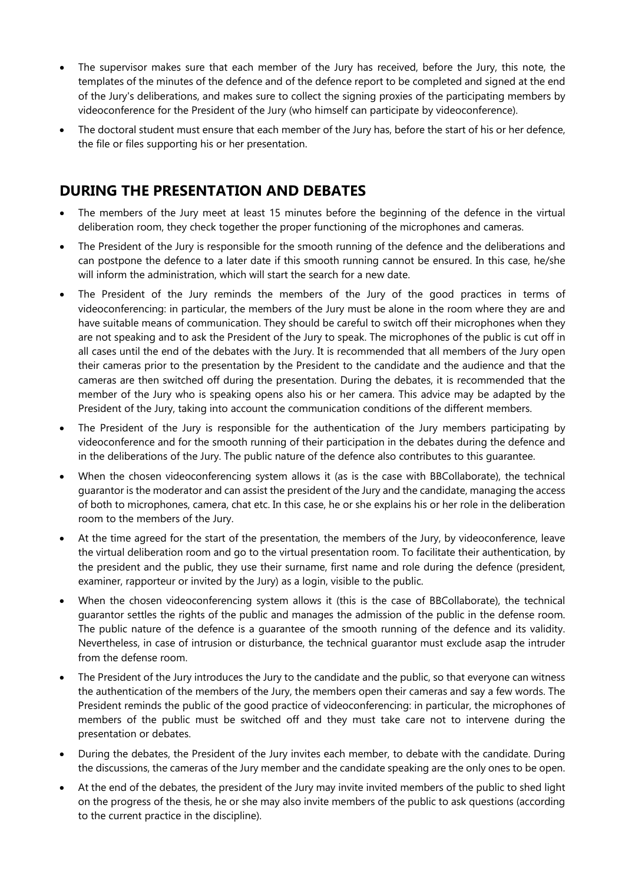- The supervisor makes sure that each member of the Jury has received, before the Jury, this note, the templates of the minutes of the defence and of the defence report to be completed and signed at the end of the Jury's deliberations, and makes sure to collect the signing proxies of the participating members by videoconference for the President of the Jury (who himself can participate by videoconference).
- The doctoral student must ensure that each member of the Jury has, before the start of his or her defence, the file or files supporting his or her presentation.

## DURING THE PRESENTATION AND DEBATES

- The members of the Jury meet at least 15 minutes before the beginning of the defence in the virtual deliberation room, they check together the proper functioning of the microphones and cameras.
- The President of the Jury is responsible for the smooth running of the defence and the deliberations and can postpone the defence to a later date if this smooth running cannot be ensured. In this case, he/she will inform the administration, which will start the search for a new date.
- The President of the Jury reminds the members of the Jury of the good practices in terms of videoconferencing: in particular, the members of the Jury must be alone in the room where they are and have suitable means of communication. They should be careful to switch off their microphones when they are not speaking and to ask the President of the Jury to speak. The microphones of the public is cut off in all cases until the end of the debates with the Jury. It is recommended that all members of the Jury open their cameras prior to the presentation by the President to the candidate and the audience and that the cameras are then switched off during the presentation. During the debates, it is recommended that the member of the Jury who is speaking opens also his or her camera. This advice may be adapted by the President of the Jury, taking into account the communication conditions of the different members.
- The President of the Jury is responsible for the authentication of the Jury members participating by videoconference and for the smooth running of their participation in the debates during the defence and in the deliberations of the Jury. The public nature of the defence also contributes to this guarantee.
- When the chosen videoconferencing system allows it (as is the case with BBCollaborate), the technical guarantor is the moderator and can assist the president of the Jury and the candidate, managing the access of both to microphones, camera, chat etc. In this case, he or she explains his or her role in the deliberation room to the members of the Jury.
- At the time agreed for the start of the presentation, the members of the Jury, by videoconference, leave the virtual deliberation room and go to the virtual presentation room. To facilitate their authentication, by the president and the public, they use their surname, first name and role during the defence (president, examiner, rapporteur or invited by the Jury) as a login, visible to the public.
- When the chosen videoconferencing system allows it (this is the case of BBCollaborate), the technical guarantor settles the rights of the public and manages the admission of the public in the defense room. The public nature of the defence is a guarantee of the smooth running of the defence and its validity. Nevertheless, in case of intrusion or disturbance, the technical guarantor must exclude asap the intruder from the defense room.
- The President of the Jury introduces the Jury to the candidate and the public, so that everyone can witness the authentication of the members of the Jury, the members open their cameras and say a few words. The President reminds the public of the good practice of videoconferencing: in particular, the microphones of members of the public must be switched off and they must take care not to intervene during the presentation or debates.
- During the debates, the President of the Jury invites each member, to debate with the candidate. During the discussions, the cameras of the Jury member and the candidate speaking are the only ones to be open.
- At the end of the debates, the president of the Jury may invite invited members of the public to shed light on the progress of the thesis, he or she may also invite members of the public to ask questions (according to the current practice in the discipline).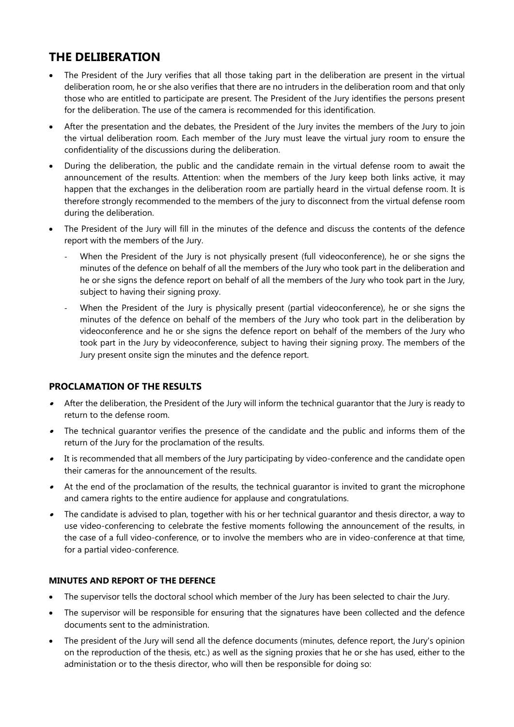## THE DELIBERATION

- The President of the Jury verifies that all those taking part in the deliberation are present in the virtual deliberation room, he or she also verifies that there are no intruders in the deliberation room and that only those who are entitled to participate are present. The President of the Jury identifies the persons present for the deliberation. The use of the camera is recommended for this identification.
- After the presentation and the debates, the President of the Jury invites the members of the Jury to join the virtual deliberation room. Each member of the Jury must leave the virtual jury room to ensure the confidentiality of the discussions during the deliberation.
- During the deliberation, the public and the candidate remain in the virtual defense room to await the announcement of the results. Attention: when the members of the Jury keep both links active, it may happen that the exchanges in the deliberation room are partially heard in the virtual defense room. It is therefore strongly recommended to the members of the jury to disconnect from the virtual defense room during the deliberation.
- The President of the Jury will fill in the minutes of the defence and discuss the contents of the defence report with the members of the Jury.
  - When the President of the Jury is not physically present (full videoconference), he or she signs the minutes of the defence on behalf of all the members of the Jury who took part in the deliberation and he or she signs the defence report on behalf of all the members of the Jury who took part in the Jury, subject to having their signing proxy.
  - When the President of the Jury is physically present (partial videoconference), he or she signs the minutes of the defence on behalf of the members of the Jury who took part in the deliberation by videoconference and he or she signs the defence report on behalf of the members of the Jury who took part in the Jury by videoconference, subject to having their signing proxy. The members of the Jury present onsite sign the minutes and the defence report.

### PROCLAMATION OF THE RESULTS

- After the deliberation, the President of the Jury will inform the technical guarantor that the Jury is ready to return to the defense room.
- The technical guarantor verifies the presence of the candidate and the public and informs them of the return of the Jury for the proclamation of the results.
- It is recommended that all members of the Jury participating by video-conference and the candidate open their cameras for the announcement of the results.
- At the end of the proclamation of the results, the technical guarantor is invited to grant the microphone and camera rights to the entire audience for applause and congratulations.
- The candidate is advised to plan, together with his or her technical guarantor and thesis director, a way to use video-conferencing to celebrate the festive moments following the announcement of the results, in the case of a full video-conference, or to involve the members who are in video-conference at that time, for a partial video-conference.

#### MINUTES AND REPORT OF THE DEFENCE

- The supervisor tells the doctoral school which member of the Jury has been selected to chair the Jury.
- The supervisor will be responsible for ensuring that the signatures have been collected and the defence documents sent to the administration.
- The president of the Jury will send all the defence documents (minutes, defence report, the Jury's opinion on the reproduction of the thesis, etc.) as well as the signing proxies that he or she has used, either to the administation or to the thesis director, who will then be responsible for doing so: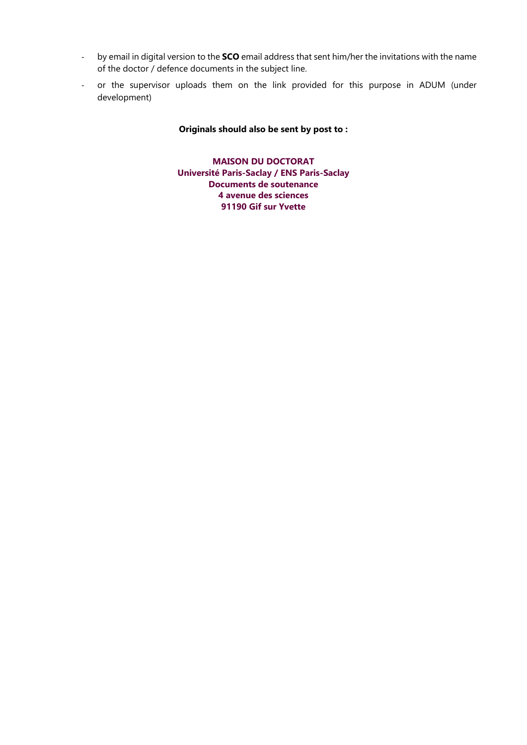- by email in digital version to the **SCO** email address that sent him/her the invitations with the name of the doctor / defence documents in the subject line.
- or the supervisor uploads them on the link provided for this purpose in ADUM (under development)

**Originals should also be sent by post to :**

**MAISON DU DOCTORAT**
**Université Paris-Saclay / ENS Paris-Saclay**
**Documents de soutenance**
**4 avenue des sciences**
**91190 Gif sur Yvette**